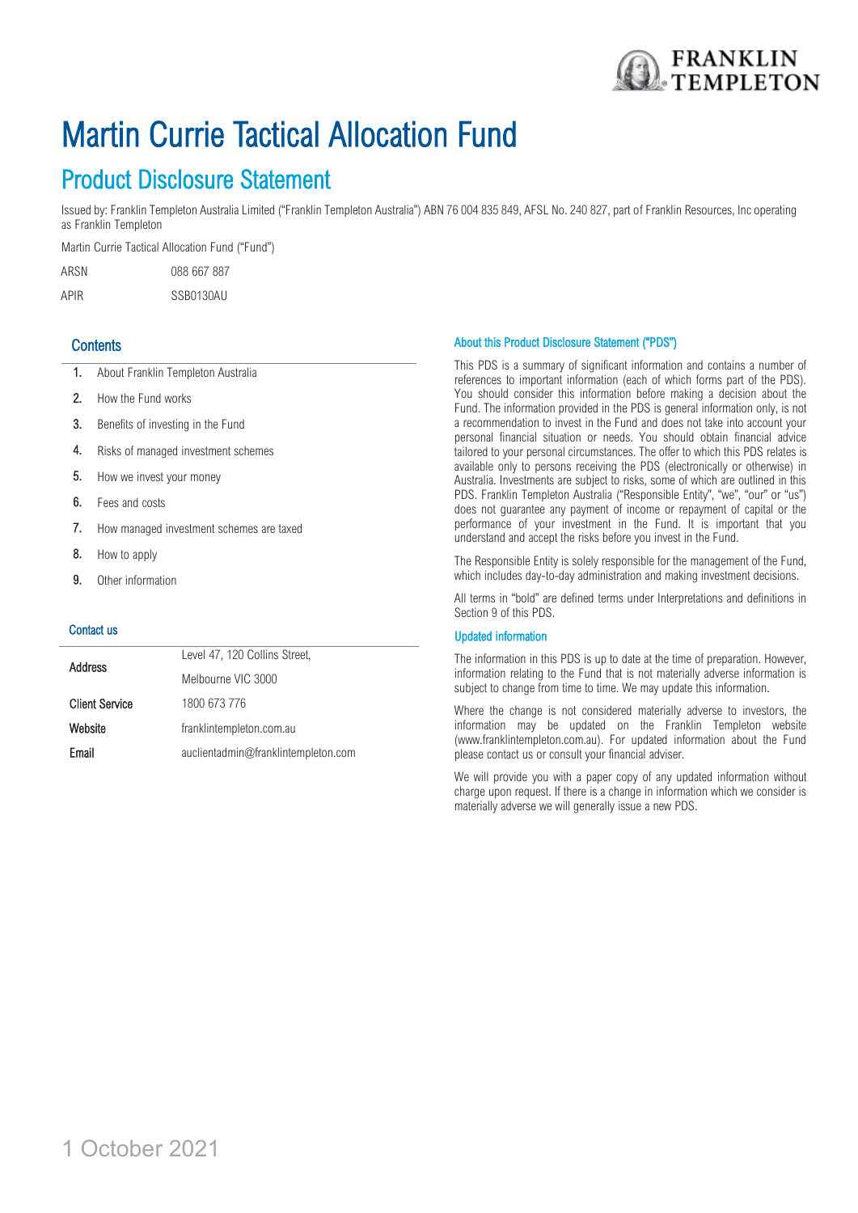# Martin Currie Tactical Allocation Fund

## Product Disclosure Statement

Issued by: Franklin Templeton Australia Limited ("Franklin Templeton Australia") ABN 76 004 835 849, AFSL No. 240 827, part of Franklin Resources, Inc operating as Franklin Templeton

Martin Currie Tactical Allocation Fund ("Fund")

| | |
|---|---|
| ARSN | 088 667 887 |
| APIR | SSB0130AU |

### Contents

1. About Franklin Templeton Australia
2. How the Fund works
3. Benefits of investing in the Fund
4. Risks of managed investment schemes
5. How we invest your money
6. Fees and costs
7. How managed investment schemes are taxed
8. How to apply
9. Other information

### Contact us

| | |
|---|---|
| **Address** | Level 47, 120 Collins Street, Melbourne VIC 3000 |
| **Client Service** | 1800 673 776 |
| **Website** | franklintempleton.com.au |
| **Email** | auclientadmin@franklintempleton.com |

### About this Product Disclosure Statement ("PDS")

This PDS is a summary of significant information and contains a number of references to important information (each of which forms part of the PDS). You should consider this information before making a decision about the Fund. The information provided in the PDS is general information only, is not a recommendation to invest in the Fund and does not take into account your personal financial situation or needs. You should obtain financial advice tailored to your personal circumstances. The offer to which this PDS relates is available only to persons receiving the PDS (electronically or otherwise) in Australia. Investments are subject to risks, some of which are outlined in this PDS. Franklin Templeton Australia ("Responsible Entity", "we", "our" or "us") does not guarantee any payment of income or repayment of capital or the performance of your investment in the Fund. It is important that you understand and accept the risks before you invest in the Fund.

The Responsible Entity is solely responsible for the management of the Fund, which includes day-to-day administration and making investment decisions.

All terms in "bold" are defined terms under Interpretations and definitions in Section 9 of this PDS.

### Updated information

The information in this PDS is up to date at the time of preparation. However, information relating to the Fund that is not materially adverse information is subject to change from time to time. We may update this information.

Where the change is not considered materially adverse to investors, the information may be updated on the Franklin Templeton website (www.franklintempleton.com.au). For updated information about the Fund please contact us or consult your financial adviser.

We will provide you with a paper copy of any updated information without charge upon request. If there is a change in information which we consider is materially adverse we will generally issue a new PDS.

1 October 2021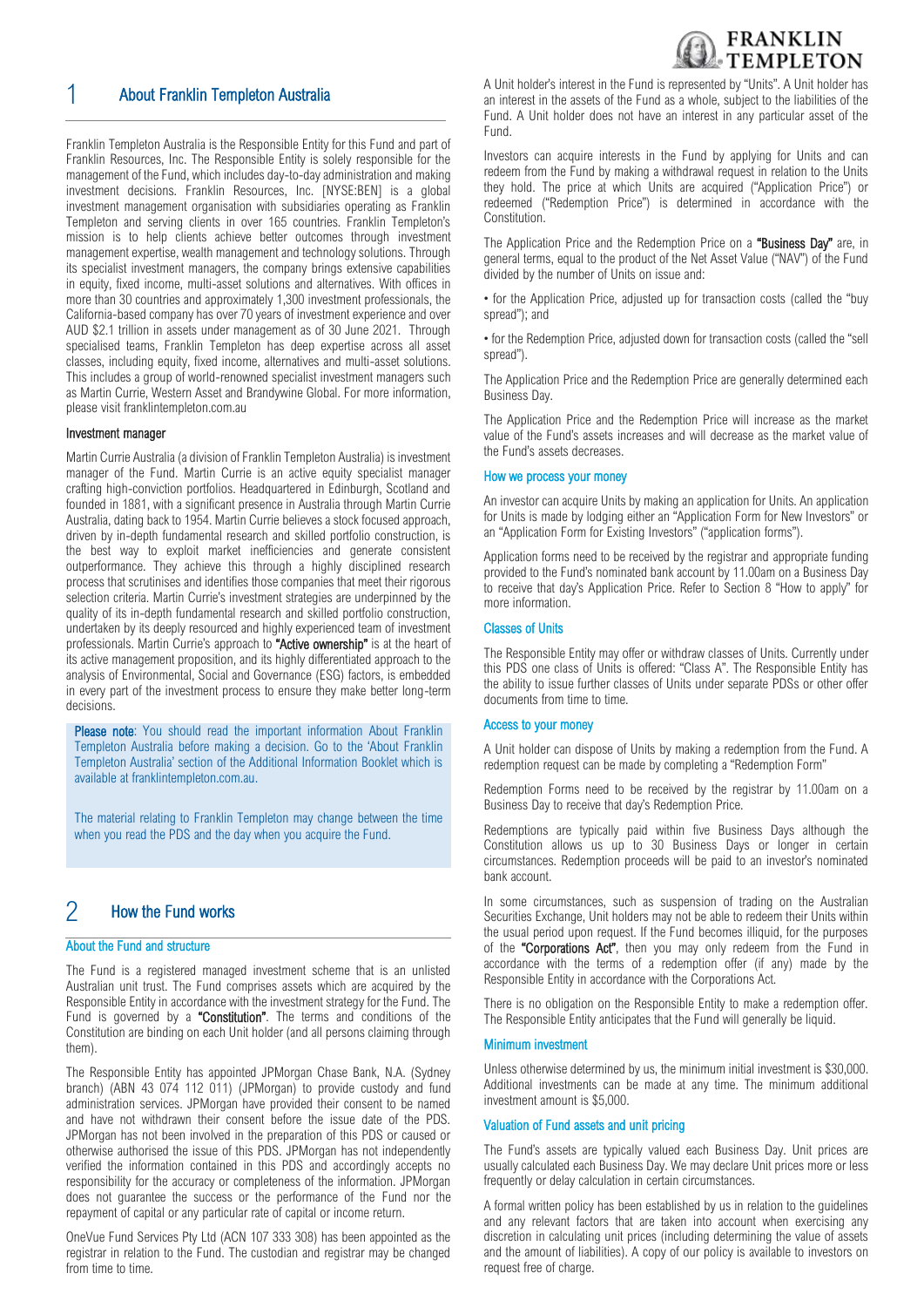## 1 About Franklin Templeton Australia

Franklin Templeton Australia is the Responsible Entity for this Fund and part of Franklin Resources, Inc. The Responsible Entity is solely responsible for the management of the Fund, which includes day-to-day administration and making investment decisions. Franklin Resources, Inc. [NYSE:BEN] is a global investment management organisation with subsidiaries operating as Franklin Templeton and serving clients in over 165 countries. Franklin Templeton's mission is to help clients achieve better outcomes through investment management expertise, wealth management and technology solutions. Through its specialist investment managers, the company brings extensive capabilities in equity, fixed income, multi-asset solutions and alternatives. With offices in more than 30 countries and approximately 1,300 investment professionals, the California-based company has over 70 years of investment experience and over AUD $2.1 trillion in assets under management as of 30 June 2021. Through specialised teams, Franklin Templeton has deep expertise across all asset classes, including equity, fixed income, alternatives and multi-asset solutions. This includes a group of world-renowned specialist investment managers such as Martin Currie, Western Asset and Brandywine Global. For more information, please visit franklintempleton.com.au

### Investment manager

Martin Currie Australia (a division of Franklin Templeton Australia) is investment manager of the Fund. Martin Currie is an active equity specialist manager crafting high-conviction portfolios. Headquartered in Edinburgh, Scotland and founded in 1881, with a significant presence in Australia through Martin Currie Australia, dating back to 1954. Martin Currie believes a stock focused approach, driven by in-depth fundamental research and skilled portfolio construction, is the best way to exploit market inefficiencies and generate consistent outperformance. They achieve this through a highly disciplined research process that scrutinises and identifies those companies that meet their rigorous selection criteria. Martin Currie's investment strategies are underpinned by the quality of its in-depth fundamental research and skilled portfolio construction, undertaken by its deeply resourced and highly experienced team of investment professionals. Martin Currie's approach to **"Active ownership"** is at the heart of its active management proposition, and its highly differentiated approach to the analysis of Environmental, Social and Governance (ESG) factors, is embedded in every part of the investment process to ensure they make better long-term decisions.

**Please note**: You should read the important information About Franklin Templeton Australia before making a decision. Go to the 'About Franklin Templeton Australia' section of the Additional Information Booklet which is available at franklintempleton.com.au.

The material relating to Franklin Templeton may change between the time when you read the PDS and the day when you acquire the Fund.

## 2 How the Fund works

### About the Fund and structure

The Fund is a registered managed investment scheme that is an unlisted Australian unit trust. The Fund comprises assets which are acquired by the Responsible Entity in accordance with the investment strategy for the Fund. The Fund is governed by a **"Constitution"**. The terms and conditions of the Constitution are binding on each Unit holder (and all persons claiming through them).

The Responsible Entity has appointed JPMorgan Chase Bank, N.A. (Sydney branch) (ABN 43 074 112 011) (JPMorgan) to provide custody and fund administration services. JPMorgan have provided their consent to be named and have not withdrawn their consent before the issue date of the PDS. JPMorgan has not been involved in the preparation of this PDS or caused or otherwise authorised the issue of this PDS. JPMorgan has not independently verified the information contained in this PDS and accordingly accepts no responsibility for the accuracy or completeness of the information. JPMorgan does not guarantee the success or the performance of the Fund nor the repayment of capital or any particular rate of capital or income return.

OneVue Fund Services Pty Ltd (ACN 107 333 308) has been appointed as the registrar in relation to the Fund. The custodian and registrar may be changed from time to time.

A Unit holder's interest in the Fund is represented by "Units". A Unit holder has an interest in the assets of the Fund as a whole, subject to the liabilities of the Fund. A Unit holder does not have an interest in any particular asset of the Fund.

Investors can acquire interests in the Fund by applying for Units and can redeem from the Fund by making a withdrawal request in relation to the Units they hold. The price at which Units are acquired ("Application Price") or redeemed ("Redemption Price") is determined in accordance with the Constitution.

The Application Price and the Redemption Price on a **"Business Day"** are, in general terms, equal to the product of the Net Asset Value ("NAV") of the Fund divided by the number of Units on issue and:

- for the Application Price, adjusted up for transaction costs (called the "buy spread"); and
- for the Redemption Price, adjusted down for transaction costs (called the "sell spread").

The Application Price and the Redemption Price are generally determined each Business Day.

The Application Price and the Redemption Price will increase as the market value of the Fund's assets increases and will decrease as the market value of the Fund's assets decreases.

### How we process your money

An investor can acquire Units by making an application for Units. An application for Units is made by lodging either an "Application Form for New Investors" or an "Application Form for Existing Investors" ("application forms").

Application forms need to be received by the registrar and appropriate funding provided to the Fund's nominated bank account by 11.00am on a Business Day to receive that day's Application Price. Refer to Section 8 "How to apply" for more information.

### Classes of Units

The Responsible Entity may offer or withdraw classes of Units. Currently under this PDS one class of Units is offered: "Class A". The Responsible Entity has the ability to issue further classes of Units under separate PDSs or other offer documents from time to time.

### Access to your money

A Unit holder can dispose of Units by making a redemption from the Fund. A redemption request can be made by completing a "Redemption Form"

Redemption Forms need to be received by the registrar by 11.00am on a Business Day to receive that day's Redemption Price.

Redemptions are typically paid within five Business Days although the Constitution allows us up to 30 Business Days or longer in certain circumstances. Redemption proceeds will be paid to an investor's nominated bank account.

In some circumstances, such as suspension of trading on the Australian Securities Exchange, Unit holders may not be able to redeem their Units within the usual period upon request. If the Fund becomes illiquid, for the purposes of the **"Corporations Act"**, then you may only redeem from the Fund in accordance with the terms of a redemption offer (if any) made by the Responsible Entity in accordance with the Corporations Act.

There is no obligation on the Responsible Entity to make a redemption offer. The Responsible Entity anticipates that the Fund will generally be liquid.

### Minimum investment

Unless otherwise determined by us, the minimum initial investment is $30,000. Additional investments can be made at any time. The minimum additional investment amount is $5,000.

### Valuation of Fund assets and unit pricing

The Fund's assets are typically valued each Business Day. Unit prices are usually calculated each Business Day. We may declare Unit prices more or less frequently or delay calculation in certain circumstances.

A formal written policy has been established by us in relation to the guidelines and any relevant factors that are taken into account when exercising any discretion in calculating unit prices (including determining the value of assets and the amount of liabilities). A copy of our policy is available to investors on request free of charge.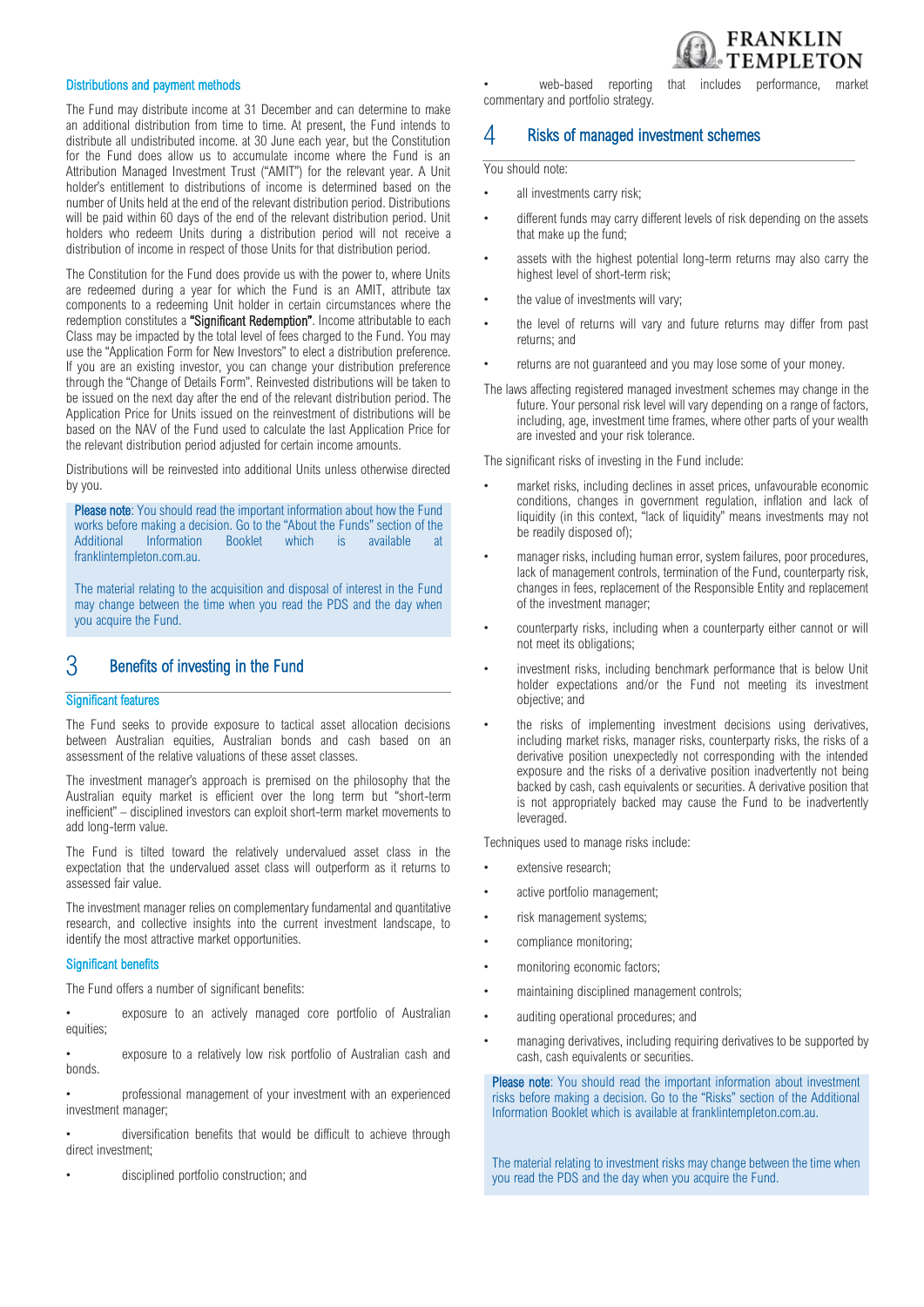### Distributions and payment methods

The Fund may distribute income at 31 December and can determine to make an additional distribution from time to time. At present, the Fund intends to distribute all undistributed income. at 30 June each year, but the Constitution for the Fund does allow us to accumulate income where the Fund is an Attribution Managed Investment Trust ("AMIT") for the relevant year. A Unit holder's entitlement to distributions of income is determined based on the number of Units held at the end of the relevant distribution period. Distributions will be paid within 60 days of the end of the relevant distribution period. Unit holders who redeem Units during a distribution period will not receive a distribution of income in respect of those Units for that distribution period.

The Constitution for the Fund does provide us with the power to, where Units are redeemed during a year for which the Fund is an AMIT, attribute tax components to a redeeming Unit holder in certain circumstances where the redemption constitutes a **"Significant Redemption"**. Income attributable to each Class may be impacted by the total level of fees charged to the Fund. You may use the "Application Form for New Investors" to elect a distribution preference. If you are an existing investor, you can change your distribution preference through the "Change of Details Form". Reinvested distributions will be taken to be issued on the next day after the end of the relevant distribution period. The Application Price for Units issued on the reinvestment of distributions will be based on the NAV of the Fund used to calculate the last Application Price for the relevant distribution period adjusted for certain income amounts.

Distributions will be reinvested into additional Units unless otherwise directed by you.

**Please note**: You should read the important information about how the Fund works before making a decision. Go to the "About the Funds" section of the Additional Information Booklet which is available at franklintempleton.com.au.

The material relating to the acquisition and disposal of interest in the Fund may change between the time when you read the PDS and the day when you acquire the Fund.

## 3 Benefits of investing in the Fund

### Significant features

The Fund seeks to provide exposure to tactical asset allocation decisions between Australian equities, Australian bonds and cash based on an assessment of the relative valuations of these asset classes.

The investment manager's approach is premised on the philosophy that the Australian equity market is efficient over the long term but "short-term inefficient" – disciplined investors can exploit short-term market movements to add long-term value.

The Fund is tilted toward the relatively undervalued asset class in the expectation that the undervalued asset class will outperform as it returns to assessed fair value.

The investment manager relies on complementary fundamental and quantitative research, and collective insights into the current investment landscape, to identify the most attractive market opportunities.

### Significant benefits

The Fund offers a number of significant benefits:

- exposure to an actively managed core portfolio of Australian equities;
- exposure to a relatively low risk portfolio of Australian cash and bonds.
- professional management of your investment with an experienced investment manager;
- diversification benefits that would be difficult to achieve through direct investment;
- disciplined portfolio construction; and
- web-based reporting that includes performance, market commentary and portfolio strategy.

## 4 Risks of managed investment schemes

You should note:

- all investments carry risk;
- different funds may carry different levels of risk depending on the assets that make up the fund;
- assets with the highest potential long-term returns may also carry the highest level of short-term risk;
- the value of investments will vary;
- the level of returns will vary and future returns may differ from past returns; and
- returns are not guaranteed and you may lose some of your money.

The laws affecting registered managed investment schemes may change in the future. Your personal risk level will vary depending on a range of factors, including, age, investment time frames, where other parts of your wealth are invested and your risk tolerance.

The significant risks of investing in the Fund include:

- market risks, including declines in asset prices, unfavourable economic conditions, changes in government regulation, inflation and lack of liquidity (in this context, "lack of liquidity" means investments may not be readily disposed of);
- manager risks, including human error, system failures, poor procedures, lack of management controls, termination of the Fund, counterparty risk, changes in fees, replacement of the Responsible Entity and replacement of the investment manager;
- counterparty risks, including when a counterparty either cannot or will not meet its obligations;
- investment risks, including benchmark performance that is below Unit holder expectations and/or the Fund not meeting its investment objective; and
- the risks of implementing investment decisions using derivatives, including market risks, manager risks, counterparty risks, the risks of a derivative position unexpectedly not corresponding with the intended exposure and the risks of a derivative position inadvertently not being backed by cash, cash equivalents or securities. A derivative position that is not appropriately backed may cause the Fund to be inadvertently leveraged.

Techniques used to manage risks include:

- extensive research;
- active portfolio management;
- risk management systems;
- compliance monitoring;
- monitoring economic factors;
- maintaining disciplined management controls;
- auditing operational procedures; and
- managing derivatives, including requiring derivatives to be supported by cash, cash equivalents or securities.

**Please note**: You should read the important information about investment risks before making a decision. Go to the "Risks" section of the Additional Information Booklet which is available at franklintempleton.com.au.

The material relating to investment risks may change between the time when you read the PDS and the day when you acquire the Fund.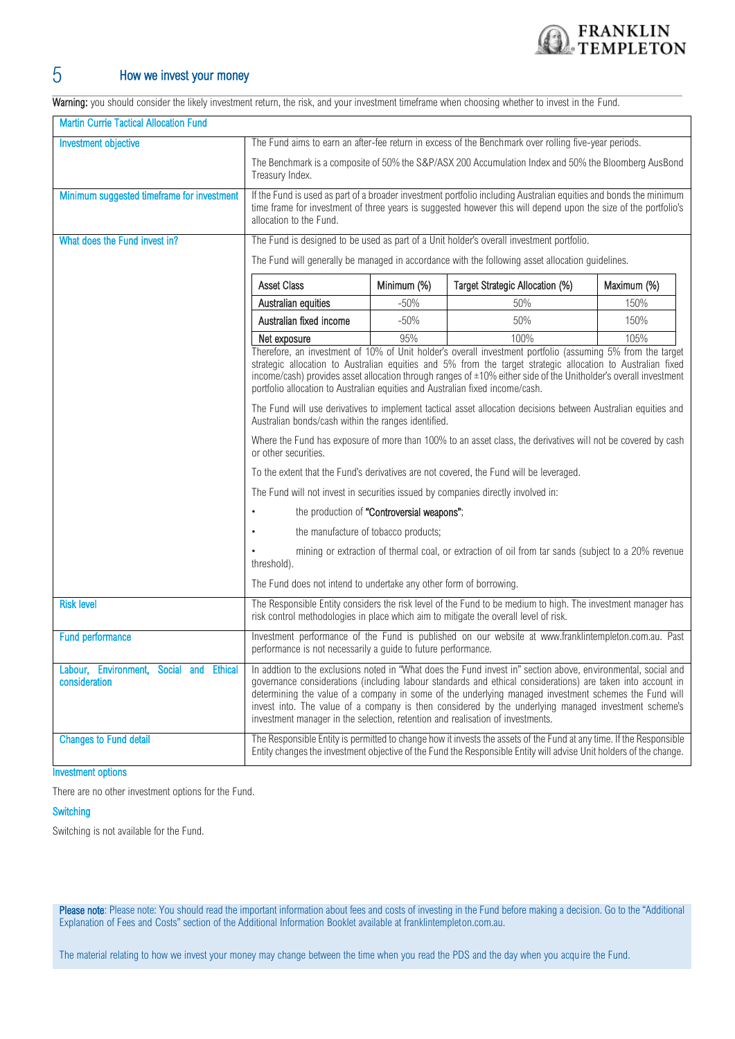# 5 How we invest your money

**Warning:** you should consider the likely investment return, the risk, and your investment timeframe when choosing whether to invest in the Fund.

| Martin Currie Tactical Allocation Fund | |
|---|---|
| Investment objective | The Fund aims to earn an after-fee return in excess of the Benchmark over rolling five-year periods.<br><br>The Benchmark is a composite of 50% the S&P/ASX 200 Accumulation Index and 50% the Bloomberg AusBond Treasury Index. |
| Minimum suggested timeframe for investment | If the Fund is used as part of a broader investment portfolio including Australian equities and bonds the minimum time frame for investment of three years is suggested however this will depend upon the size of the portfolio's allocation to the Fund. |
| What does the Fund invest in? | The Fund is designed to be used as part of a Unit holder's overall investment portfolio.<br><br>The Fund will generally be managed in accordance with the following asset allocation guidelines. |

| Asset Class | Minimum (%) | Target Strategic Allocation (%) | Maximum (%) |
|---|---|---|---|
| Australian equities | -50% | 50% | 150% |
| Australian fixed income | -50% | 50% | 150% |
| Net exposure | 95% | 100% | 105% |

Therefore, an investment of 10% of Unit holder's overall investment portfolio (assuming 5% from the target strategic allocation to Australian equities and 5% from the target strategic allocation to Australian fixed income/cash) provides asset allocation through ranges of ±10% either side of the Unitholder's overall investment portfolio allocation to Australian equities and Australian fixed income/cash.

The Fund will use derivatives to implement tactical asset allocation decisions between Australian equities and Australian bonds/cash within the ranges identified.

Where the Fund has exposure of more than 100% to an asset class, the derivatives will not be covered by cash or other securities.

To the extent that the Fund's derivatives are not covered, the Fund will be leveraged.

The Fund will not invest in securities issued by companies directly involved in:

- the production of **"Controversial weapons"**;
- the manufacture of tobacco products;
- mining or extraction of thermal coal, or extraction of oil from tar sands (subject to a 20% revenue threshold).

The Fund does not intend to undertake any other form of borrowing.

| | |
|---|---|
| Risk level | The Responsible Entity considers the risk level of the Fund to be medium to high. The investment manager has risk control methodologies in place which aim to mitigate the overall level of risk. |
| Fund performance | Investment performance of the Fund is published on our website at www.franklintempleton.com.au. Past performance is not necessarily a guide to future performance. |
| Labour, Environment, Social and Ethical consideration | In addtion to the exclusions noted in "What does the Fund invest in" section above, environmental, social and governance considerations (including labour standards and ethical considerations) are taken into account in determining the value of a company in some of the underlying managed investment schemes the Fund will invest into. The value of a company is then considered by the underlying managed investment scheme's investment manager in the selection, retention and realisation of investments. |
| Changes to Fund detail | The Responsible Entity is permitted to change how it invests the assets of the Fund at any time. If the Responsible Entity changes the investment objective of the Fund the Responsible Entity will advise Unit holders of the change. |

### Investment options

There are no other investment options for the Fund.

### Switching

Switching is not available for the Fund.

**Please note**: Please note: You should read the important information about fees and costs of investing in the Fund before making a decision. Go to the "Additional Explanation of Fees and Costs" section of the Additional Information Booklet available at franklintempleton.com.au.

The material relating to how we invest your money may change between the time when you read the PDS and the day when you acquire the Fund.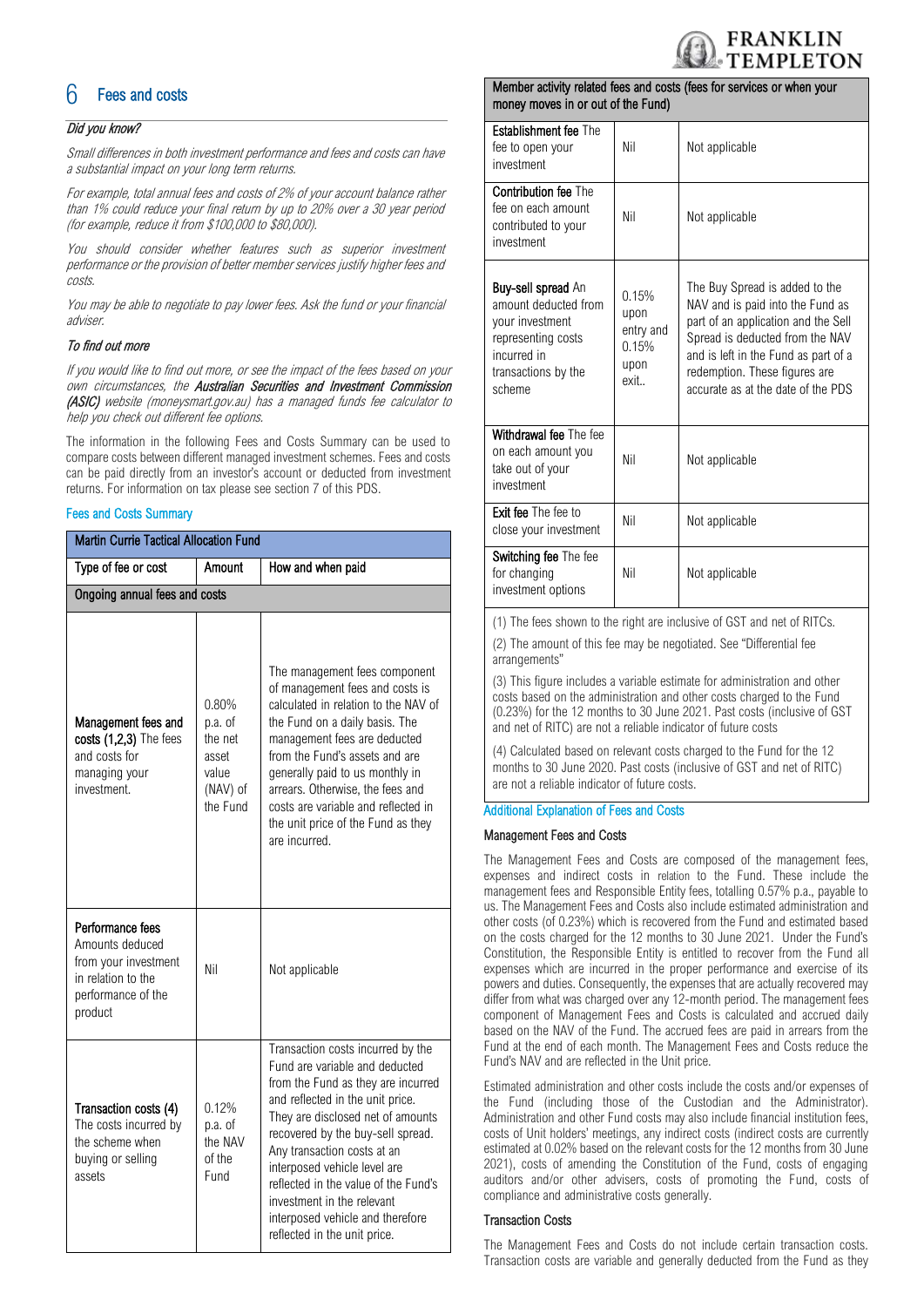## 6 Fees and costs

### *Did you know?*

*Small differences in both investment performance and fees and costs can have a substantial impact on your long term returns.*

*For example, total annual fees and costs of 2% of your account balance rather than 1% could reduce your final return by up to 20% over a 30 year period (for example, reduce it from $100,000 to $80,000).*

*You should consider whether features such as superior investment performance or the provision of better member services justify higher fees and costs.*

*You may be able to negotiate to pay lower fees. Ask the fund or your financial adviser.*

### *To find out more*

*If you would like to find out more, or see the impact of the fees based on your own circumstances, the* ***Australian Securities and Investment Commission (ASIC)*** *website (moneysmart.gov.au) has a managed funds fee calculator to help you check out different fee options.*

The information in the following Fees and Costs Summary can be used to compare costs between different managed investment schemes. Fees and costs can be paid directly from an investor's account or deducted from investment returns. For information on tax please see section 7 of this PDS.

### Fees and Costs Summary

| Martin Currie Tactical Allocation Fund | | |
|---|---|---|
| **Type of fee or cost** | **Amount** | **How and when paid** |
| **Ongoing annual fees and costs** | | |
| **Management fees and costs (1,2,3)** The fees and costs for managing your investment. | 0.80% p.a. of the net asset value (NAV) of the Fund | The management fees component of management fees and costs is calculated in relation to the NAV of the Fund on a daily basis. The management fees are deducted from the Fund's assets and are generally paid to us monthly in arrears. Otherwise, the fees and costs are variable and reflected in the unit price of the Fund as they are incurred. |
| **Performance fees** Amounts deducted from your investment in relation to the performance of the product | Nil | Not applicable |
| **Transaction costs (4)** The costs incurred by the scheme when buying or selling assets | 0.12% p.a. of the NAV of the Fund | Transaction costs incurred by the Fund are variable and deducted from the Fund as they are incurred and reflected in the unit price. They are disclosed net of amounts recovered by the buy-sell spread. Any transaction costs at an interposed vehicle level are reflected in the value of the Fund's investment in the relevant interposed vehicle and therefore reflected in the unit price. |
| **Member activity related fees and costs (fees for services or when your money moves in or out of the Fund)** | | |
| **Establishment fee** The fee to open your investment | Nil | Not applicable |
| **Contribution fee** The fee on each amount contributed to your investment | Nil | Not applicable |
| **Buy-sell spread** An amount deducted from your investment representing costs incurred in transactions by the scheme | 0.15% upon entry and 0.15% upon exit.. | The Buy Spread is added to the NAV and is paid into the Fund as part of an application and the Sell Spread is deducted from the NAV and is left in the Fund as part of a redemption. These figures are accurate as at the date of the PDS |
| **Withdrawal fee** The fee on each amount you take out of your investment | Nil | Not applicable |
| **Exit fee** The fee to close your investment | Nil | Not applicable |
| **Switching fee** The fee for changing investment options | Nil | Not applicable |

(1) The fees shown to the right are inclusive of GST and net of RITCs.

(2) The amount of this fee may be negotiated. See "Differential fee arrangements"

(3) This figure includes a variable estimate for administration and other costs based on the administration and other costs charged to the Fund (0.23%) for the 12 months to 30 June 2021. Past costs (inclusive of GST and net of RITC) are not a reliable indicator of future costs

(4) Calculated based on relevant costs charged to the Fund for the 12 months to 30 June 2020. Past costs (inclusive of GST and net of RITC) are not a reliable indicator of future costs.

### Additional Explanation of Fees and Costs

#### Management Fees and Costs

The Management Fees and Costs are composed of the management fees, expenses and indirect costs in relation to the Fund. These include the management fees and Responsible Entity fees, totalling 0.57% p.a., payable to us. The Management Fees and Costs also include estimated administration and other costs (of 0.23%) which is recovered from the Fund and estimated based on the costs charged for the 12 months to 30 June 2021. Under the Fund's Constitution, the Responsible Entity is entitled to recover from the Fund all expenses which are incurred in the proper performance and exercise of its powers and duties. Consequently, the expenses that are actually recovered may differ from what was charged over any 12-month period. The management fees component of Management Fees and Costs is calculated and accrued daily based on the NAV of the Fund. The accrued fees are paid in arrears from the Fund at the end of each month. The Management Fees and Costs reduce the Fund's NAV and are reflected in the Unit price.

Estimated administration and other costs include the costs and/or expenses of the Fund (including those of the Custodian and the Administrator). Administration and other Fund costs may also include financial institution fees, costs of Unit holders' meetings, any indirect costs (indirect costs are currently estimated at 0.02% based on the relevant costs for the 12 months from 30 June 2021), costs of amending the Constitution of the Fund, costs of engaging auditors and/or other advisers, costs of promoting the Fund, costs of compliance and administrative costs generally.

#### Transaction Costs

The Management Fees and Costs do not include certain transaction costs. Transaction costs are variable and generally deducted from the Fund as they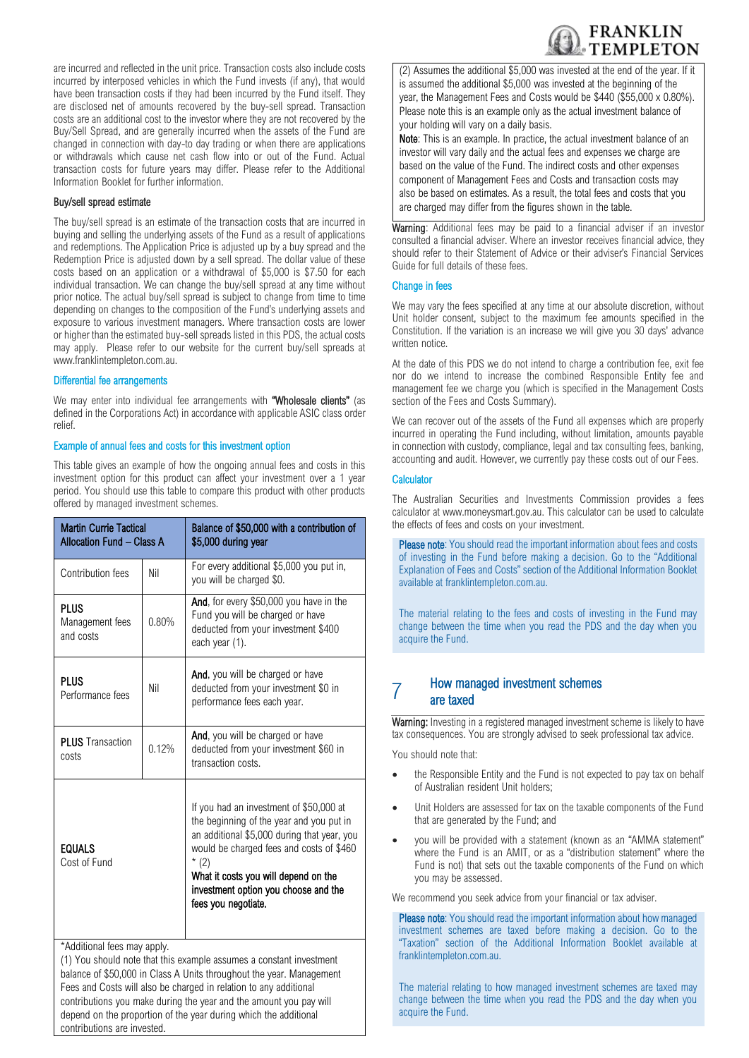are incurred and reflected in the unit price. Transaction costs also include costs incurred by interposed vehicles in which the Fund invests (if any), that would have been transaction costs if they had been incurred by the Fund itself. They are disclosed net of amounts recovered by the buy-sell spread. Transaction costs are an additional cost to the investor where they are not recovered by the Buy/Sell Spread, and are generally incurred when the assets of the Fund are changed in connection with day-to day trading or when there are applications or withdrawals which cause net cash flow into or out of the Fund. Actual transaction costs for future years may differ. Please refer to the Additional Information Booklet for further information.

### Buy/sell spread estimate

The buy/sell spread is an estimate of the transaction costs that are incurred in buying and selling the underlying assets of the Fund as a result of applications and redemptions. The Application Price is adjusted up by a buy spread and the Redemption Price is adjusted down by a sell spread. The dollar value of these costs based on an application or a withdrawal of $5,000 is $7.50 for each individual transaction. We can change the buy/sell spread at any time without prior notice. The actual buy/sell spread is subject to change from time to time depending on changes to the composition of the Fund's underlying assets and exposure to various investment managers. Where transaction costs are lower or higher than the estimated buy-sell spreads listed in this PDS, the actual costs may apply. Please refer to our website for the current buy/sell spreads at www.franklintempleton.com.au.

### Differential fee arrangements

We may enter into individual fee arrangements with **"Wholesale clients"** (as defined in the Corporations Act) in accordance with applicable ASIC class order relief.

### Example of annual fees and costs for this investment option

This table gives an example of how the ongoing annual fees and costs in this investment option for this product can affect your investment over a 1 year period. You should use this table to compare this product with other products offered by managed investment schemes.

| Martin Currie Tactical Allocation Fund – Class A | | Balance of $50,000 with a contribution of $5,000 during year |
|---|---|---|
| Contribution fees | Nil | For every additional $5,000 you put in, you will be charged $0. |
| **PLUS** Management fees and costs | 0.80% | **And**, for every $50,000 you have in the Fund you will be charged or have deducted from your investment $400 each year (1). |
| **PLUS** Performance fees | Nil | **And**, you will be charged or have deducted from your investment $0 in performance fees each year. |
| **PLUS** Transaction costs | 0.12% | **And**, you will be charged or have deducted from your investment $60 in transaction costs. |
| **EQUALS** Cost of Fund | | If you had an investment of $50,000 at the beginning of the year and you put in an additional $5,000 during that year, you would be charged fees and costs of $460 * (2) **What it costs you will depend on the investment option you choose and the fees you negotiate.** |

*Additional fees may apply.

(1) You should note that this example assumes a constant investment balance of $50,000 in Class A Units throughout the year. Management Fees and Costs will also be charged in relation to any additional contributions you make during the year and the amount you pay will depend on the proportion of the year during which the additional contributions are invested.

(2) Assumes the additional $5,000 was invested at the end of the year. If it is assumed the additional $5,000 was invested at the beginning of the year, the Management Fees and Costs would be $440 ($55,000 x 0.80%). Please note this is an example only as the actual investment balance of your holding will vary on a daily basis.

**Note**: This is an example. In practice, the actual investment balance of an investor will vary daily and the actual fees and expenses we charge are based on the value of the Fund. The indirect costs and other expenses component of Management Fees and Costs and transaction costs may also be based on estimates. As a result, the total fees and costs that you are charged may differ from the figures shown in the table.

**Warning**: Additional fees may be paid to a financial adviser if an investor consulted a financial adviser. Where an investor receives financial advice, they should refer to their Statement of Advice or their adviser's Financial Services Guide for full details of these fees.

### Change in fees

We may vary the fees specified at any time at our absolute discretion, without Unit holder consent, subject to the maximum fee amounts specified in the Constitution. If the variation is an increase we will give you 30 days' advance written notice.

At the date of this PDS we do not intend to charge a contribution fee, exit fee nor do we intend to increase the combined Responsible Entity fee and management fee we charge you (which is specified in the Management Costs section of the Fees and Costs Summary).

We can recover out of the assets of the Fund all expenses which are properly incurred in operating the Fund including, without limitation, amounts payable in connection with custody, compliance, legal and tax consulting fees, banking, accounting and audit. However, we currently pay these costs out of our Fees.

### Calculator

The Australian Securities and Investments Commission provides a fees calculator at www.moneysmart.gov.au. This calculator can be used to calculate the effects of fees and costs on your investment.

**Please note**: You should read the important information about fees and costs of investing in the Fund before making a decision. Go to the "Additional Explanation of Fees and Costs" section of the Additional Information Booklet available at franklintempleton.com.au.

The material relating to the fees and costs of investing in the Fund may change between the time when you read the PDS and the day when you acquire the Fund.

## 7 How managed investment schemes are taxed

**Warning:** Investing in a registered managed investment scheme is likely to have tax consequences. You are strongly advised to seek professional tax advice.

You should note that:

- the Responsible Entity and the Fund is not expected to pay tax on behalf of Australian resident Unit holders;
- Unit Holders are assessed for tax on the taxable components of the Fund that are generated by the Fund; and
- you will be provided with a statement (known as an "AMMA statement" where the Fund is an AMIT, or as a "distribution statement" where the Fund is not) that sets out the taxable components of the Fund on which you may be assessed.

We recommend you seek advice from your financial or tax adviser.

**Please note**: You should read the important information about how managed investment schemes are taxed before making a decision. Go to the "Taxation" section of the Additional Information Booklet available at franklintempleton.com.au.

The material relating to how managed investment schemes are taxed may change between the time when you read the PDS and the day when you acquire the Fund.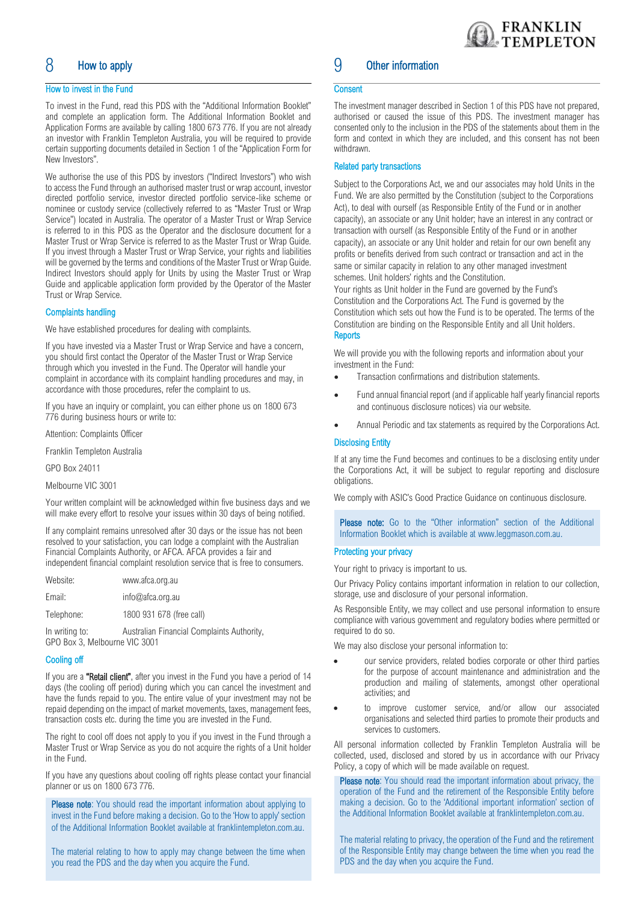## 8 How to apply

### How to invest in the Fund

To invest in the Fund, read this PDS with the "Additional Information Booklet" and complete an application form. The Additional Information Booklet and Application Forms are available by calling 1800 673 776. If you are not already an investor with Franklin Templeton Australia, you will be required to provide certain supporting documents detailed in Section 1 of the "Application Form for New Investors".

We authorise the use of this PDS by investors ("Indirect Investors") who wish to access the Fund through an authorised master trust or wrap account, investor directed portfolio service, investor directed portfolio service-like scheme or nominee or custody service (collectively referred to as "Master Trust or Wrap Service") located in Australia. The operator of a Master Trust or Wrap Service is referred to in this PDS as the Operator and the disclosure document for a Master Trust or Wrap Service is referred to as the Master Trust or Wrap Guide. If you invest through a Master Trust or Wrap Service, your rights and liabilities will be governed by the terms and conditions of the Master Trust or Wrap Guide. Indirect Investors should apply for Units by using the Master Trust or Wrap Guide and applicable application form provided by the Operator of the Master Trust or Wrap Service.

### Complaints handling

We have established procedures for dealing with complaints.

If you have invested via a Master Trust or Wrap Service and have a concern, you should first contact the Operator of the Master Trust or Wrap Service through which you invested in the Fund. The Operator will handle your complaint in accordance with its complaint handling procedures and may, in accordance with those procedures, refer the complaint to us.

If you have an inquiry or complaint, you can either phone us on 1800 673 776 during business hours or write to:

Attention: Complaints Officer

Franklin Templeton Australia

GPO Box 24011

Melbourne VIC 3001

Your written complaint will be acknowledged within five business days and we will make every effort to resolve your issues within 30 days of being notified.

If any complaint remains unresolved after 30 days or the issue has not been resolved to your satisfaction, you can lodge a complaint with the Australian Financial Complaints Authority, or AFCA. AFCA provides a fair and independent financial complaint resolution service that is free to consumers.

Website: www.afca.org.au

Email: info@afca.org.au

Telephone: 1800 931 678 (free call)

In writing to: Australian Financial Complaints Authority, GPO Box 3, Melbourne VIC 3001

### Cooling off

If you are a **"Retail client"**, after you invest in the Fund you have a period of 14 days (the cooling off period) during which you can cancel the investment and have the funds repaid to you. The entire value of your investment may not be repaid depending on the impact of market movements, taxes, management fees, transaction costs etc. during the time you are invested in the Fund.

The right to cool off does not apply to you if you invest in the Fund through a Master Trust or Wrap Service as you do not acquire the rights of a Unit holder in the Fund.

If you have any questions about cooling off rights please contact your financial planner or us on 1800 673 776.

> **Please note**: You should read the important information about applying to invest in the Fund before making a decision. Go to the 'How to apply' section of the Additional Information Booklet available at franklintempleton.com.au.
>
> The material relating to how to apply may change between the time when you read the PDS and the day when you acquire the Fund.

## 9 Other information

### Consent

The investment manager described in Section 1 of this PDS have not prepared, authorised or caused the issue of this PDS. The investment manager has consented only to the inclusion in the PDS of the statements about them in the form and context in which they are included, and this consent has not been withdrawn.

### Related party transactions

Subject to the Corporations Act, we and our associates may hold Units in the Fund. We are also permitted by the Constitution (subject to the Corporations Act), to deal with ourself (as Responsible Entity of the Fund or in another capacity), an associate or any Unit holder; have an interest in any contract or transaction with ourself (as Responsible Entity of the Fund or in another capacity), an associate or any Unit holder and retain for our own benefit any profits or benefits derived from such contract or transaction and act in the same or similar capacity in relation to any other managed investment schemes. Unit holders' rights and the Constitution.

Your rights as Unit holder in the Fund are governed by the Fund's Constitution and the Corporations Act. The Fund is governed by the Constitution which sets out how the Fund is to be operated. The terms of the Constitution are binding on the Responsible Entity and all Unit holders.

### Reports

We will provide you with the following reports and information about your investment in the Fund:

- Transaction confirmations and distribution statements.
- Fund annual financial report (and if applicable half yearly financial reports and continuous disclosure notices) via our website.
- Annual Periodic and tax statements as required by the Corporations Act.

### Disclosing Entity

If at any time the Fund becomes and continues to be a disclosing entity under the Corporations Act, it will be subject to regular reporting and disclosure obligations.

We comply with ASIC's Good Practice Guidance on continuous disclosure.

> **Please note:** Go to the "Other information" section of the Additional Information Booklet which is available at www.leggmason.com.au.

### Protecting your privacy

Your right to privacy is important to us.

Our Privacy Policy contains important information in relation to our collection, storage, use and disclosure of your personal information.

As Responsible Entity, we may collect and use personal information to ensure compliance with various government and regulatory bodies where permitted or required to do so.

We may also disclose your personal information to:

- our service providers, related bodies corporate or other third parties for the purpose of account maintenance and administration and the production and mailing of statements, amongst other operational activities; and
- to improve customer service, and/or allow our associated organisations and selected third parties to promote their products and services to customers.

All personal information collected by Franklin Templeton Australia will be collected, used, disclosed and stored by us in accordance with our Privacy Policy, a copy of which will be made available on request.

> **Please note**: You should read the important information about privacy, the operation of the Fund and the retirement of the Responsible Entity before making a decision. Go to the 'Additional important information' section of the Additional Information Booklet available at franklintempleton.com.au.
>
> The material relating to privacy, the operation of the Fund and the retirement of the Responsible Entity may change between the time when you read the PDS and the day when you acquire the Fund.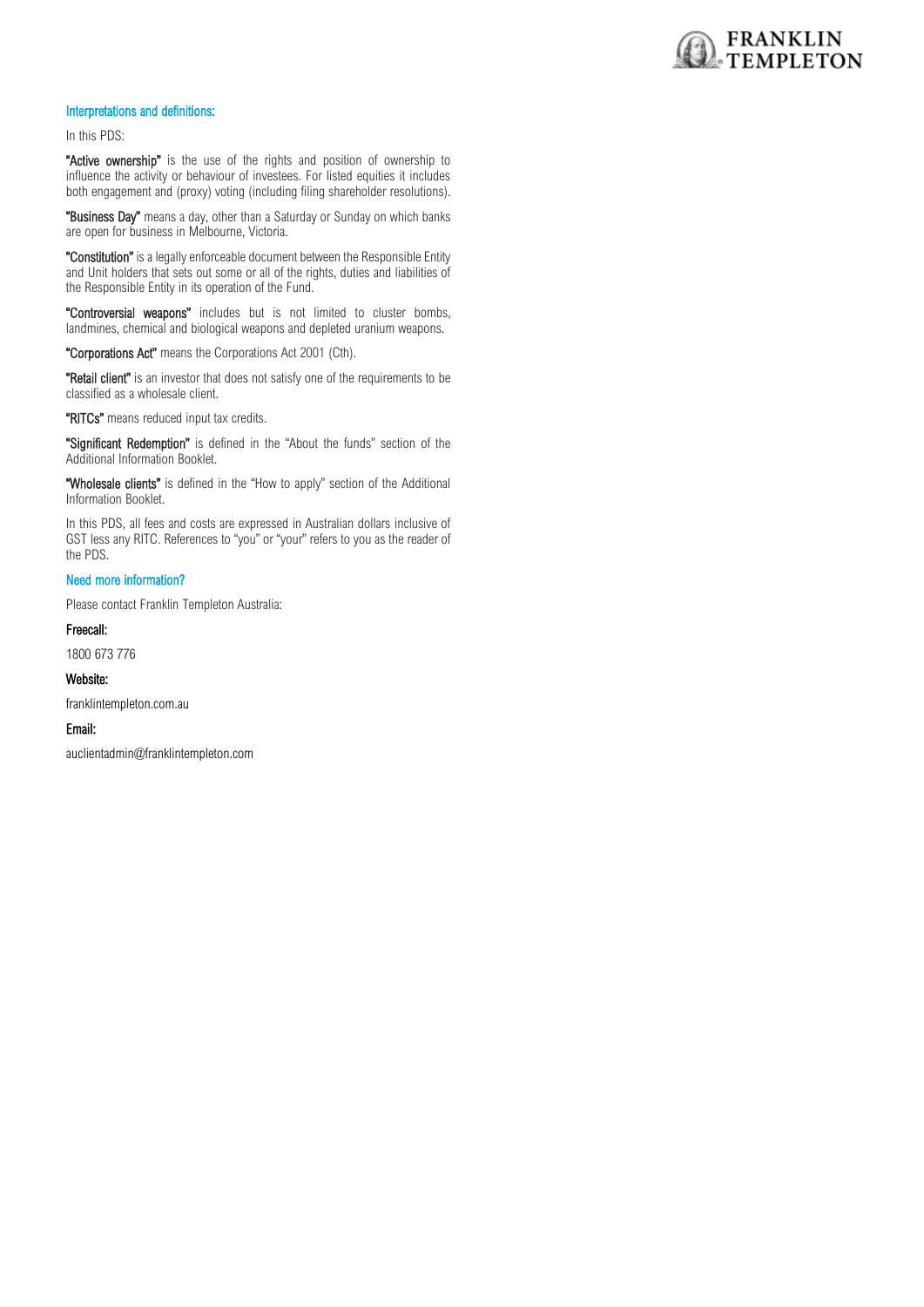## Interpretations and definitions:

In this PDS:

**"Active ownership"** is the use of the rights and position of ownership to influence the activity or behaviour of investees. For listed equities it includes both engagement and (proxy) voting (including filing shareholder resolutions).

**"Business Day"** means a day, other than a Saturday or Sunday on which banks are open for business in Melbourne, Victoria.

**"Constitution"** is a legally enforceable document between the Responsible Entity and Unit holders that sets out some or all of the rights, duties and liabilities of the Responsible Entity in its operation of the Fund.

**"Controversial weapons"** includes but is not limited to cluster bombs, landmines, chemical and biological weapons and depleted uranium weapons.

**"Corporations Act"** means the Corporations Act 2001 (Cth).

**"Retail client"** is an investor that does not satisfy one of the requirements to be classified as a wholesale client.

**"RITCs"** means reduced input tax credits.

**"Significant Redemption"** is defined in the "About the funds" section of the Additional Information Booklet.

**"Wholesale clients"** is defined in the "How to apply" section of the Additional Information Booklet.

In this PDS, all fees and costs are expressed in Australian dollars inclusive of GST less any RITC. References to "you" or "your" refers to you as the reader of the PDS.

## Need more information?

Please contact Franklin Templeton Australia:

**Freecall:**

1800 673 776

**Website:**

franklintempleton.com.au

**Email:**

auclientadmin@franklintempleton.com